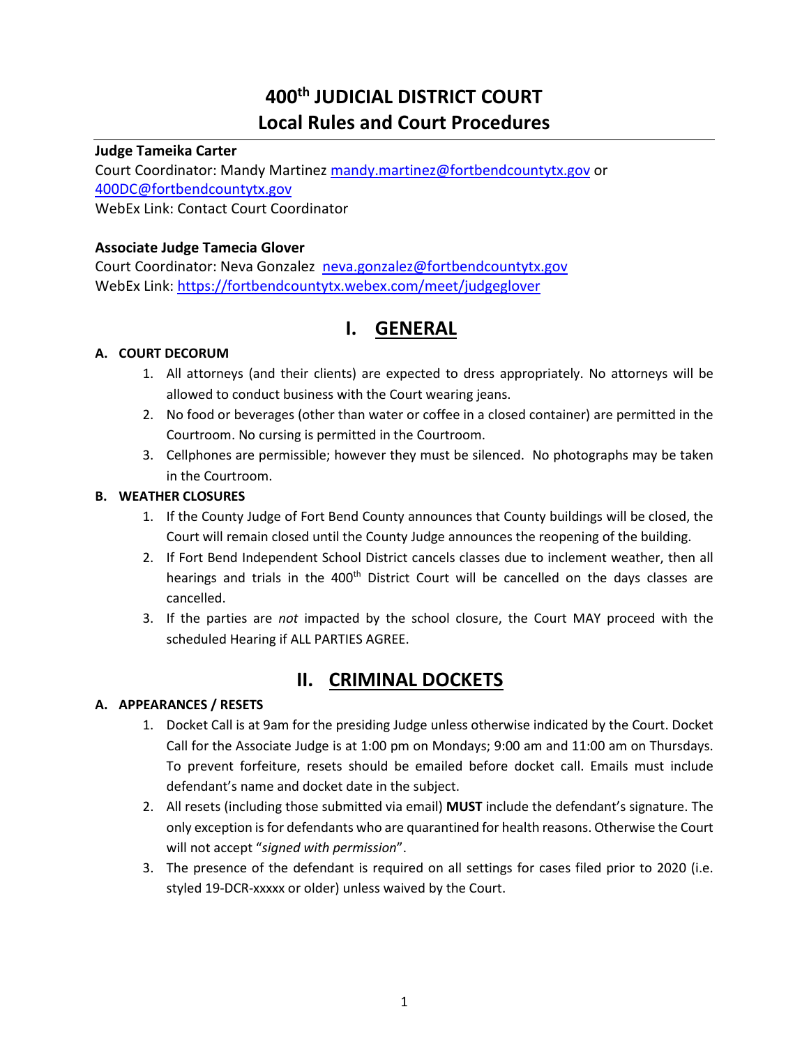# 400th JUDICIAL DISTRICT COURT
# Local Rules and Court Procedures

**Judge Tameika Carter**
Court Coordinator: Mandy Martinez mandy.martinez@fortbendcountytx.gov or 400DC@fortbendcountytx.gov
WebEx Link: Contact Court Coordinator

**Associate Judge Tamecia Glover**
Court Coordinator: Neva Gonzalez neva.gonzalez@fortbendcountytx.gov
WebEx Link: https://fortbendcountytx.webex.com/meet/judgeglover

## I. GENERAL

### A. COURT DECORUM

1. All attorneys (and their clients) are expected to dress appropriately. No attorneys will be allowed to conduct business with the Court wearing jeans.
2. No food or beverages (other than water or coffee in a closed container) are permitted in the Courtroom. No cursing is permitted in the Courtroom.
3. Cellphones are permissible; however they must be silenced. No photographs may be taken in the Courtroom.

### B. WEATHER CLOSURES

1. If the County Judge of Fort Bend County announces that County buildings will be closed, the Court will remain closed until the County Judge announces the reopening of the building.
2. If Fort Bend Independent School District cancels classes due to inclement weather, then all hearings and trials in the 400th District Court will be cancelled on the days classes are cancelled.
3. If the parties are *not* impacted by the school closure, the Court MAY proceed with the scheduled Hearing if ALL PARTIES AGREE.

## II. CRIMINAL DOCKETS

### A. APPEARANCES / RESETS

1. Docket Call is at 9am for the presiding Judge unless otherwise indicated by the Court. Docket Call for the Associate Judge is at 1:00 pm on Mondays; 9:00 am and 11:00 am on Thursdays. To prevent forfeiture, resets should be emailed before docket call. Emails must include defendant's name and docket date in the subject.
2. All resets (including those submitted via email) **MUST** include the defendant's signature. The only exception is for defendants who are quarantined for health reasons. Otherwise the Court will not accept "*signed with permission*".
3. The presence of the defendant is required on all settings for cases filed prior to 2020 (i.e. styled 19-DCR-xxxxx or older) unless waived by the Court.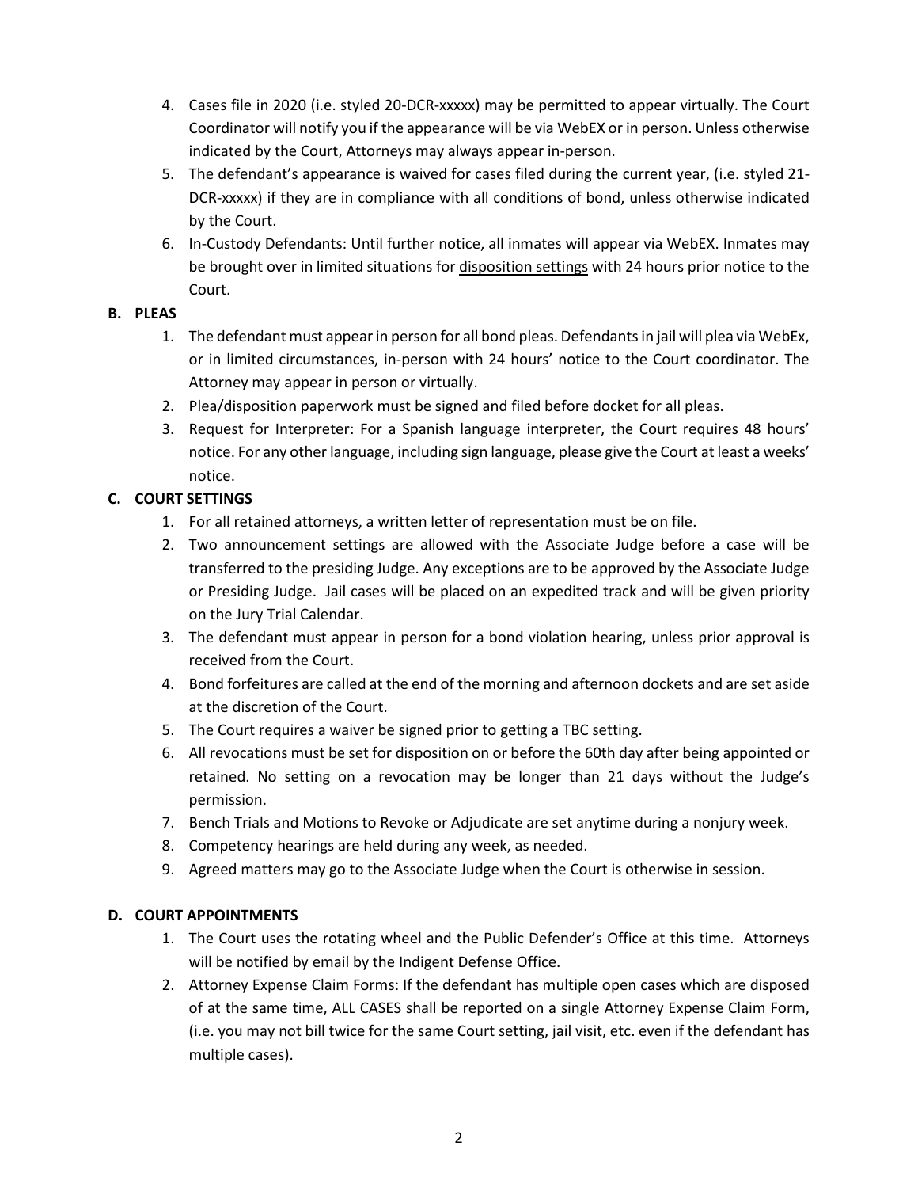4. Cases file in 2020 (i.e. styled 20-DCR-xxxxx) may be permitted to appear virtually. The Court Coordinator will notify you if the appearance will be via WebEX or in person. Unless otherwise indicated by the Court, Attorneys may always appear in-person.
5. The defendant's appearance is waived for cases filed during the current year, (i.e. styled 21-DCR-xxxxx) if they are in compliance with all conditions of bond, unless otherwise indicated by the Court.
6. In-Custody Defendants: Until further notice, all inmates will appear via WebEX. Inmates may be brought over in limited situations for <u>disposition settings</u> with 24 hours prior notice to the Court.

**B. PLEAS**

1. The defendant must appear in person for all bond pleas. Defendants in jail will plea via WebEx, or in limited circumstances, in-person with 24 hours' notice to the Court coordinator. The Attorney may appear in person or virtually.
2. Plea/disposition paperwork must be signed and filed before docket for all pleas.
3. Request for Interpreter: For a Spanish language interpreter, the Court requires 48 hours' notice. For any other language, including sign language, please give the Court at least a weeks' notice.

**C. COURT SETTINGS**

1. For all retained attorneys, a written letter of representation must be on file.
2. Two announcement settings are allowed with the Associate Judge before a case will be transferred to the presiding Judge. Any exceptions are to be approved by the Associate Judge or Presiding Judge. Jail cases will be placed on an expedited track and will be given priority on the Jury Trial Calendar.
3. The defendant must appear in person for a bond violation hearing, unless prior approval is received from the Court.
4. Bond forfeitures are called at the end of the morning and afternoon dockets and are set aside at the discretion of the Court.
5. The Court requires a waiver be signed prior to getting a TBC setting.
6. All revocations must be set for disposition on or before the 60th day after being appointed or retained. No setting on a revocation may be longer than 21 days without the Judge's permission.
7. Bench Trials and Motions to Revoke or Adjudicate are set anytime during a nonjury week.
8. Competency hearings are held during any week, as needed.
9. Agreed matters may go to the Associate Judge when the Court is otherwise in session.

**D. COURT APPOINTMENTS**

1. The Court uses the rotating wheel and the Public Defender's Office at this time. Attorneys will be notified by email by the Indigent Defense Office.
2. Attorney Expense Claim Forms: If the defendant has multiple open cases which are disposed of at the same time, ALL CASES shall be reported on a single Attorney Expense Claim Form, (i.e. you may not bill twice for the same Court setting, jail visit, etc. even if the defendant has multiple cases).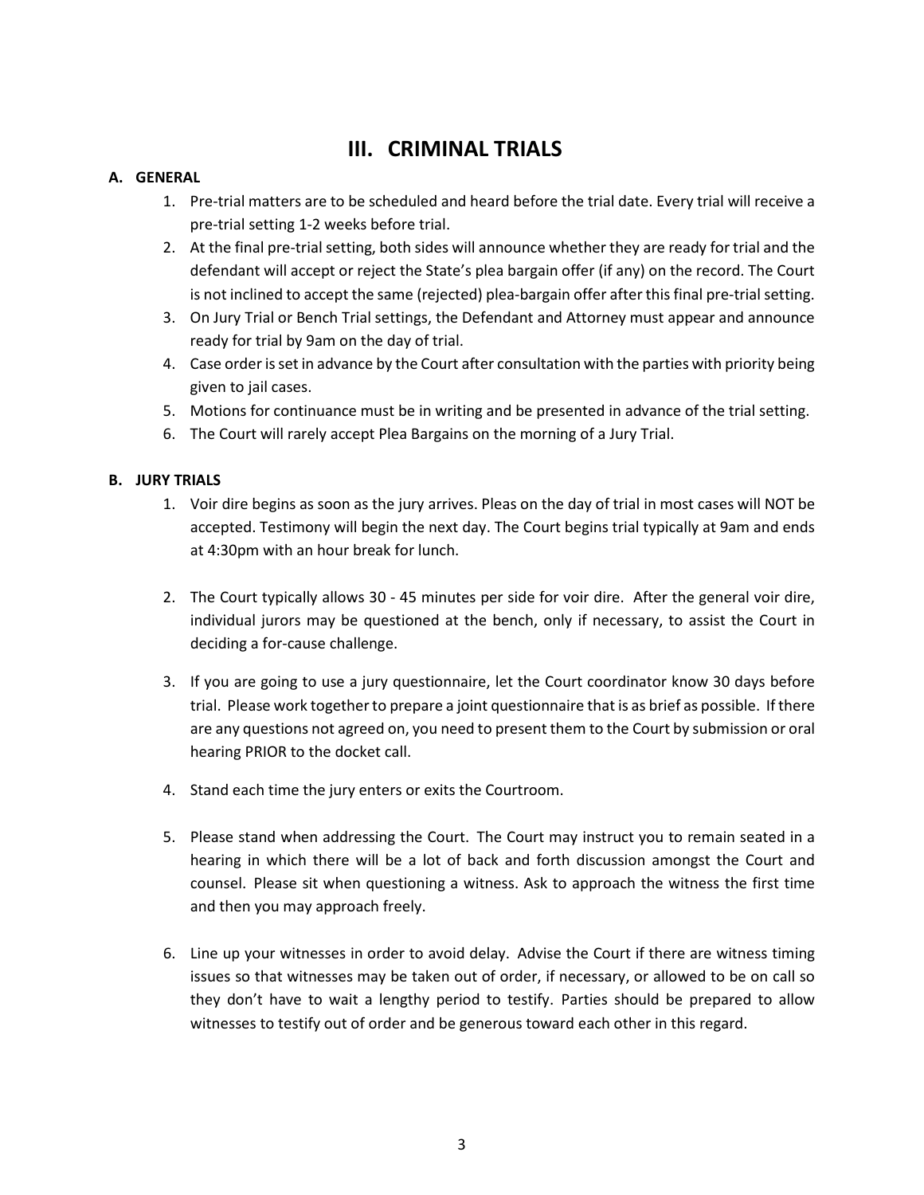# III. CRIMINAL TRIALS

**A. GENERAL**

1. Pre-trial matters are to be scheduled and heard before the trial date. Every trial will receive a pre-trial setting 1-2 weeks before trial.
2. At the final pre-trial setting, both sides will announce whether they are ready for trial and the defendant will accept or reject the State's plea bargain offer (if any) on the record. The Court is not inclined to accept the same (rejected) plea-bargain offer after this final pre-trial setting.
3. On Jury Trial or Bench Trial settings, the Defendant and Attorney must appear and announce ready for trial by 9am on the day of trial.
4. Case order is set in advance by the Court after consultation with the parties with priority being given to jail cases.
5. Motions for continuance must be in writing and be presented in advance of the trial setting.
6. The Court will rarely accept Plea Bargains on the morning of a Jury Trial.

**B. JURY TRIALS**

1. Voir dire begins as soon as the jury arrives. Pleas on the day of trial in most cases will NOT be accepted. Testimony will begin the next day. The Court begins trial typically at 9am and ends at 4:30pm with an hour break for lunch.

2. The Court typically allows 30 - 45 minutes per side for voir dire. After the general voir dire, individual jurors may be questioned at the bench, only if necessary, to assist the Court in deciding a for-cause challenge.

3. If you are going to use a jury questionnaire, let the Court coordinator know 30 days before trial. Please work together to prepare a joint questionnaire that is as brief as possible. If there are any questions not agreed on, you need to present them to the Court by submission or oral hearing PRIOR to the docket call.

4. Stand each time the jury enters or exits the Courtroom.

5. Please stand when addressing the Court. The Court may instruct you to remain seated in a hearing in which there will be a lot of back and forth discussion amongst the Court and counsel. Please sit when questioning a witness. Ask to approach the witness the first time and then you may approach freely.

6. Line up your witnesses in order to avoid delay. Advise the Court if there are witness timing issues so that witnesses may be taken out of order, if necessary, or allowed to be on call so they don't have to wait a lengthy period to testify. Parties should be prepared to allow witnesses to testify out of order and be generous toward each other in this regard.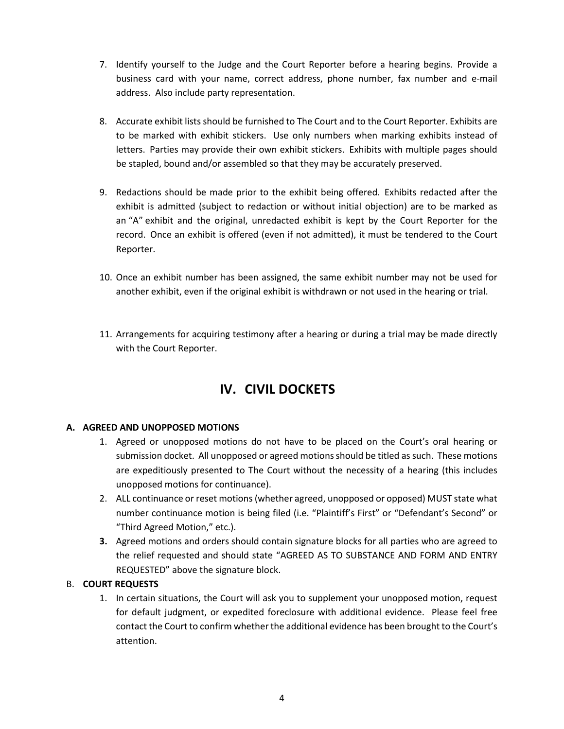7. Identify yourself to the Judge and the Court Reporter before a hearing begins. Provide a business card with your name, correct address, phone number, fax number and e-mail address. Also include party representation.

8. Accurate exhibit lists should be furnished to The Court and to the Court Reporter. Exhibits are to be marked with exhibit stickers. Use only numbers when marking exhibits instead of letters. Parties may provide their own exhibit stickers. Exhibits with multiple pages should be stapled, bound and/or assembled so that they may be accurately preserved.

9. Redactions should be made prior to the exhibit being offered. Exhibits redacted after the exhibit is admitted (subject to redaction or without initial objection) are to be marked as an "A" exhibit and the original, unredacted exhibit is kept by the Court Reporter for the record. Once an exhibit is offered (even if not admitted), it must be tendered to the Court Reporter.

10. Once an exhibit number has been assigned, the same exhibit number may not be used for another exhibit, even if the original exhibit is withdrawn or not used in the hearing or trial.

11. Arrangements for acquiring testimony after a hearing or during a trial may be made directly with the Court Reporter.

# IV. CIVIL DOCKETS

**A. AGREED AND UNOPPOSED MOTIONS**

1. Agreed or unopposed motions do not have to be placed on the Court's oral hearing or submission docket. All unopposed or agreed motions should be titled as such. These motions are expeditiously presented to The Court without the necessity of a hearing (this includes unopposed motions for continuance).
2. ALL continuance or reset motions (whether agreed, unopposed or opposed) MUST state what number continuance motion is being filed (i.e. "Plaintiff's First" or "Defendant's Second" or "Third Agreed Motion," etc.).
3. Agreed motions and orders should contain signature blocks for all parties who are agreed to the relief requested and should state "AGREED AS TO SUBSTANCE AND FORM AND ENTRY REQUESTED" above the signature block.

B. **COURT REQUESTS**

1. In certain situations, the Court will ask you to supplement your unopposed motion, request for default judgment, or expedited foreclosure with additional evidence. Please feel free contact the Court to confirm whether the additional evidence has been brought to the Court's attention.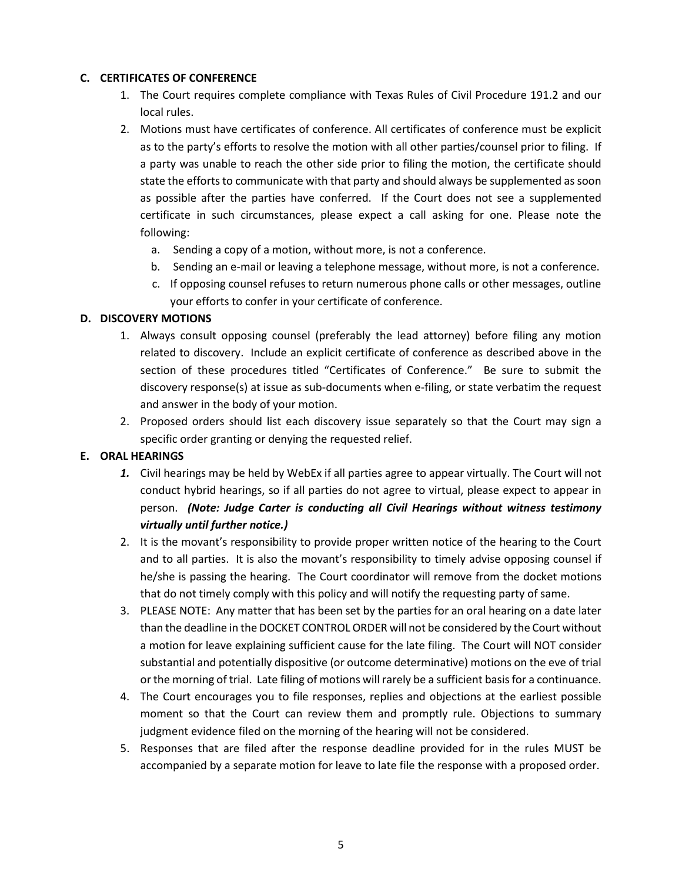### C. CERTIFICATES OF CONFERENCE

1. The Court requires complete compliance with Texas Rules of Civil Procedure 191.2 and our local rules.
2. Motions must have certificates of conference. All certificates of conference must be explicit as to the party's efforts to resolve the motion with all other parties/counsel prior to filing. If a party was unable to reach the other side prior to filing the motion, the certificate should state the efforts to communicate with that party and should always be supplemented as soon as possible after the parties have conferred. If the Court does not see a supplemented certificate in such circumstances, please expect a call asking for one. Please note the following:
   a. Sending a copy of a motion, without more, is not a conference.
   b. Sending an e-mail or leaving a telephone message, without more, is not a conference.
   c. If opposing counsel refuses to return numerous phone calls or other messages, outline your efforts to confer in your certificate of conference.

### D. DISCOVERY MOTIONS

1. Always consult opposing counsel (preferably the lead attorney) before filing any motion related to discovery. Include an explicit certificate of conference as described above in the section of these procedures titled "Certificates of Conference." Be sure to submit the discovery response(s) at issue as sub-documents when e-filing, or state verbatim the request and answer in the body of your motion.
2. Proposed orders should list each discovery issue separately so that the Court may sign a specific order granting or denying the requested relief.

### E. ORAL HEARINGS

1. Civil hearings may be held by WebEx if all parties agree to appear virtually. The Court will not conduct hybrid hearings, so if all parties do not agree to virtual, please expect to appear in person. ***(Note: Judge Carter is conducting all Civil Hearings without witness testimony virtually until further notice.)***
2. It is the movant's responsibility to provide proper written notice of the hearing to the Court and to all parties. It is also the movant's responsibility to timely advise opposing counsel if he/she is passing the hearing. The Court coordinator will remove from the docket motions that do not timely comply with this policy and will notify the requesting party of same.
3. PLEASE NOTE: Any matter that has been set by the parties for an oral hearing on a date later than the deadline in the DOCKET CONTROL ORDER will not be considered by the Court without a motion for leave explaining sufficient cause for the late filing. The Court will NOT consider substantial and potentially dispositive (or outcome determinative) motions on the eve of trial or the morning of trial. Late filing of motions will rarely be a sufficient basis for a continuance.
4. The Court encourages you to file responses, replies and objections at the earliest possible moment so that the Court can review them and promptly rule. Objections to summary judgment evidence filed on the morning of the hearing will not be considered.
5. Responses that are filed after the response deadline provided for in the rules MUST be accompanied by a separate motion for leave to late file the response with a proposed order.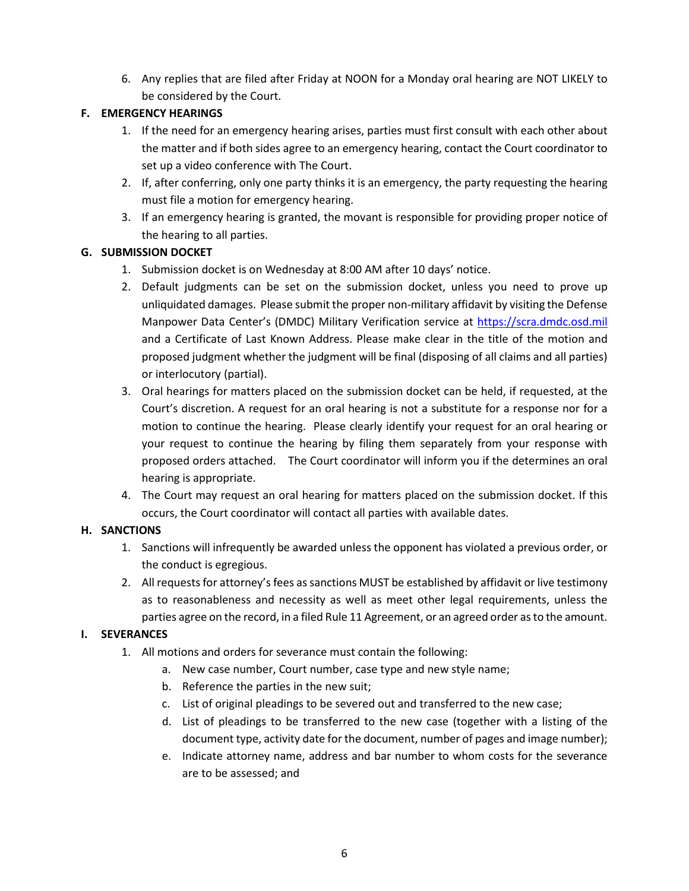6. Any replies that are filed after Friday at NOON for a Monday oral hearing are NOT LIKELY to be considered by the Court.

### F. EMERGENCY HEARINGS

1. If the need for an emergency hearing arises, parties must first consult with each other about the matter and if both sides agree to an emergency hearing, contact the Court coordinator to set up a video conference with The Court.
2. If, after conferring, only one party thinks it is an emergency, the party requesting the hearing must file a motion for emergency hearing.
3. If an emergency hearing is granted, the movant is responsible for providing proper notice of the hearing to all parties.

### G. SUBMISSION DOCKET

1. Submission docket is on Wednesday at 8:00 AM after 10 days' notice.
2. Default judgments can be set on the submission docket, unless you need to prove up unliquidated damages. Please submit the proper non-military affidavit by visiting the Defense Manpower Data Center's (DMDC) Military Verification service at [https://scra.dmdc.osd.mil](https://scra.dmdc.osd.mil) and a Certificate of Last Known Address. Please make clear in the title of the motion and proposed judgment whether the judgment will be final (disposing of all claims and all parties) or interlocutory (partial).
3. Oral hearings for matters placed on the submission docket can be held, if requested, at the Court's discretion. A request for an oral hearing is not a substitute for a response nor for a motion to continue the hearing. Please clearly identify your request for an oral hearing or your request to continue the hearing by filing them separately from your response with proposed orders attached. The Court coordinator will inform you if the determines an oral hearing is appropriate.
4. The Court may request an oral hearing for matters placed on the submission docket. If this occurs, the Court coordinator will contact all parties with available dates.

### H. SANCTIONS

1. Sanctions will infrequently be awarded unless the opponent has violated a previous order, or the conduct is egregious.
2. All requests for attorney's fees as sanctions MUST be established by affidavit or live testimony as to reasonableness and necessity as well as meet other legal requirements, unless the parties agree on the record, in a filed Rule 11 Agreement, or an agreed order as to the amount.

### I. SEVERANCES

1. All motions and orders for severance must contain the following:
    a. New case number, Court number, case type and new style name;
    b. Reference the parties in the new suit;
    c. List of original pleadings to be severed out and transferred to the new case;
    d. List of pleadings to be transferred to the new case (together with a listing of the document type, activity date for the document, number of pages and image number);
    e. Indicate attorney name, address and bar number to whom costs for the severance are to be assessed; and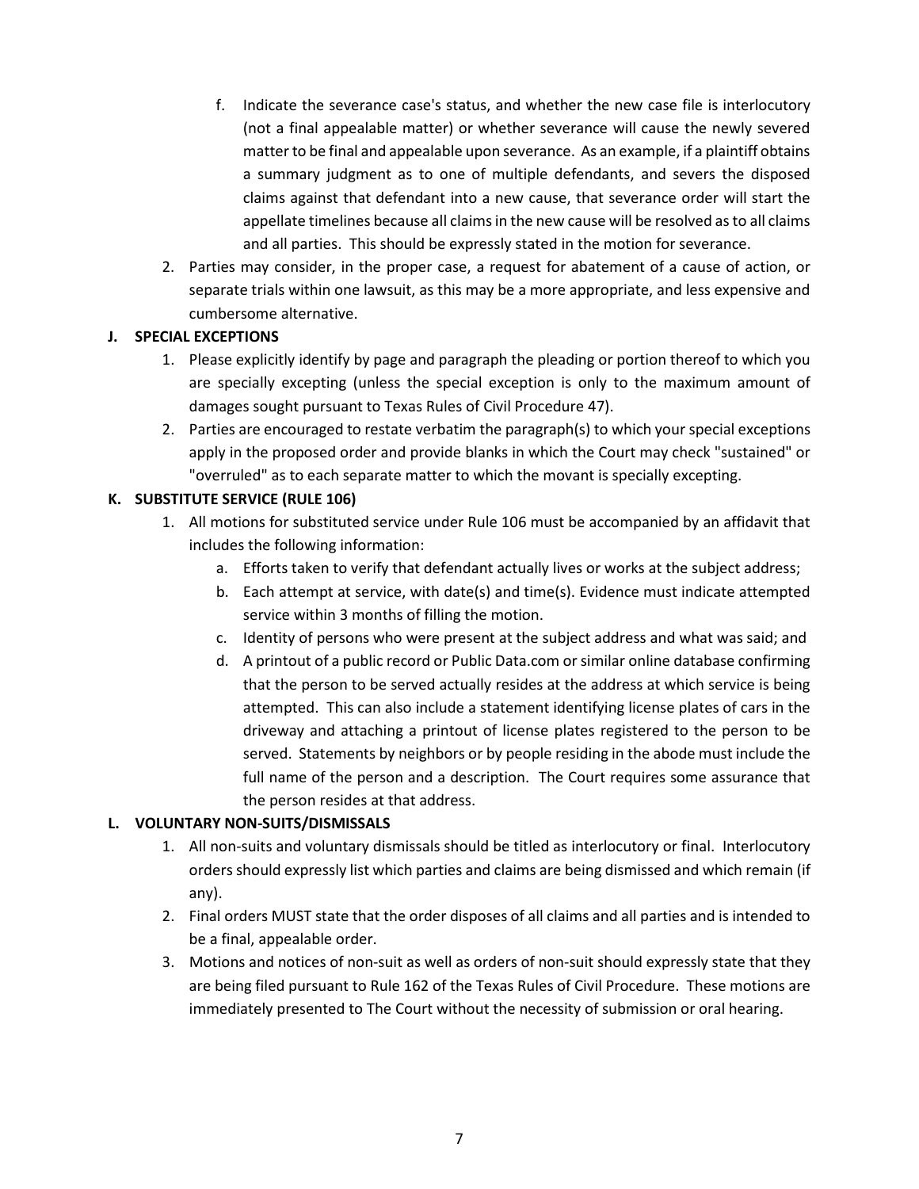f. Indicate the severance case's status, and whether the new case file is interlocutory (not a final appealable matter) or whether severance will cause the newly severed matter to be final and appealable upon severance. As an example, if a plaintiff obtains a summary judgment as to one of multiple defendants, and severs the disposed claims against that defendant into a new cause, that severance order will start the appellate timelines because all claims in the new cause will be resolved as to all claims and all parties. This should be expressly stated in the motion for severance.

2. Parties may consider, in the proper case, a request for abatement of a cause of action, or separate trials within one lawsuit, as this may be a more appropriate, and less expensive and cumbersome alternative.

### J. SPECIAL EXCEPTIONS

1. Please explicitly identify by page and paragraph the pleading or portion thereof to which you are specially excepting (unless the special exception is only to the maximum amount of damages sought pursuant to Texas Rules of Civil Procedure 47).
2. Parties are encouraged to restate verbatim the paragraph(s) to which your special exceptions apply in the proposed order and provide blanks in which the Court may check "sustained" or "overruled" as to each separate matter to which the movant is specially excepting.

### K. SUBSTITUTE SERVICE (RULE 106)

1. All motions for substituted service under Rule 106 must be accompanied by an affidavit that includes the following information:
   a. Efforts taken to verify that defendant actually lives or works at the subject address;
   b. Each attempt at service, with date(s) and time(s). Evidence must indicate attempted service within 3 months of filling the motion.
   c. Identity of persons who were present at the subject address and what was said; and
   d. A printout of a public record or Public Data.com or similar online database confirming that the person to be served actually resides at the address at which service is being attempted. This can also include a statement identifying license plates of cars in the driveway and attaching a printout of license plates registered to the person to be served. Statements by neighbors or by people residing in the abode must include the full name of the person and a description. The Court requires some assurance that the person resides at that address.

### L. VOLUNTARY NON-SUITS/DISMISSALS

1. All non-suits and voluntary dismissals should be titled as interlocutory or final. Interlocutory orders should expressly list which parties and claims are being dismissed and which remain (if any).
2. Final orders MUST state that the order disposes of all claims and all parties and is intended to be a final, appealable order.
3. Motions and notices of non-suit as well as orders of non-suit should expressly state that they are being filed pursuant to Rule 162 of the Texas Rules of Civil Procedure. These motions are immediately presented to The Court without the necessity of submission or oral hearing.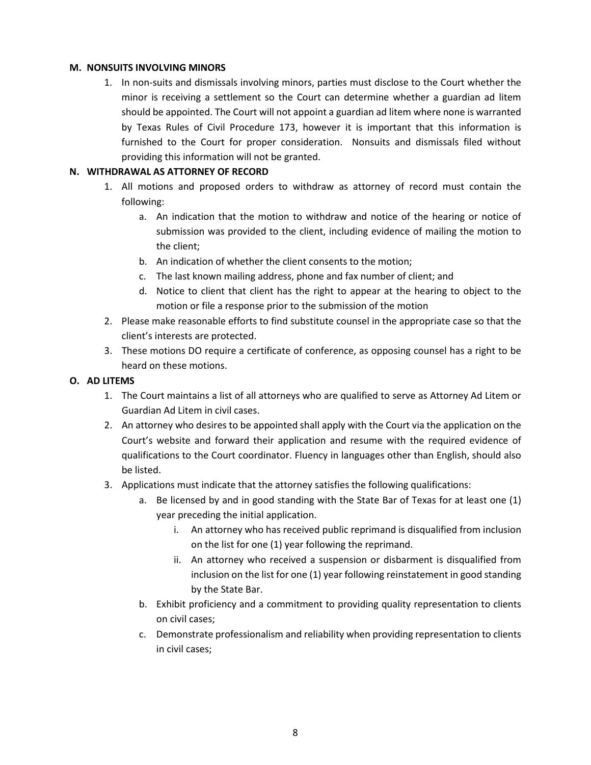**M. NONSUITS INVOLVING MINORS**

1. In non-suits and dismissals involving minors, parties must disclose to the Court whether the minor is receiving a settlement so the Court can determine whether a guardian ad litem should be appointed. The Court will not appoint a guardian ad litem where none is warranted by Texas Rules of Civil Procedure 173, however it is important that this information is furnished to the Court for proper consideration. Nonsuits and dismissals filed without providing this information will not be granted.

**N. WITHDRAWAL AS ATTORNEY OF RECORD**

1. All motions and proposed orders to withdraw as attorney of record must contain the following:
   a. An indication that the motion to withdraw and notice of the hearing or notice of submission was provided to the client, including evidence of mailing the motion to the client;
   b. An indication of whether the client consents to the motion;
   c. The last known mailing address, phone and fax number of client; and
   d. Notice to client that client has the right to appear at the hearing to object to the motion or file a response prior to the submission of the motion
2. Please make reasonable efforts to find substitute counsel in the appropriate case so that the client's interests are protected.
3. These motions DO require a certificate of conference, as opposing counsel has a right to be heard on these motions.

**O. AD LITEMS**

1. The Court maintains a list of all attorneys who are qualified to serve as Attorney Ad Litem or Guardian Ad Litem in civil cases.
2. An attorney who desires to be appointed shall apply with the Court via the application on the Court's website and forward their application and resume with the required evidence of qualifications to the Court coordinator. Fluency in languages other than English, should also be listed.
3. Applications must indicate that the attorney satisfies the following qualifications:
   a. Be licensed by and in good standing with the State Bar of Texas for at least one (1) year preceding the initial application.
      i. An attorney who has received public reprimand is disqualified from inclusion on the list for one (1) year following the reprimand.
      ii. An attorney who received a suspension or disbarment is disqualified from inclusion on the list for one (1) year following reinstatement in good standing by the State Bar.
   b. Exhibit proficiency and a commitment to providing quality representation to clients on civil cases;
   c. Demonstrate professionalism and reliability when providing representation to clients in civil cases;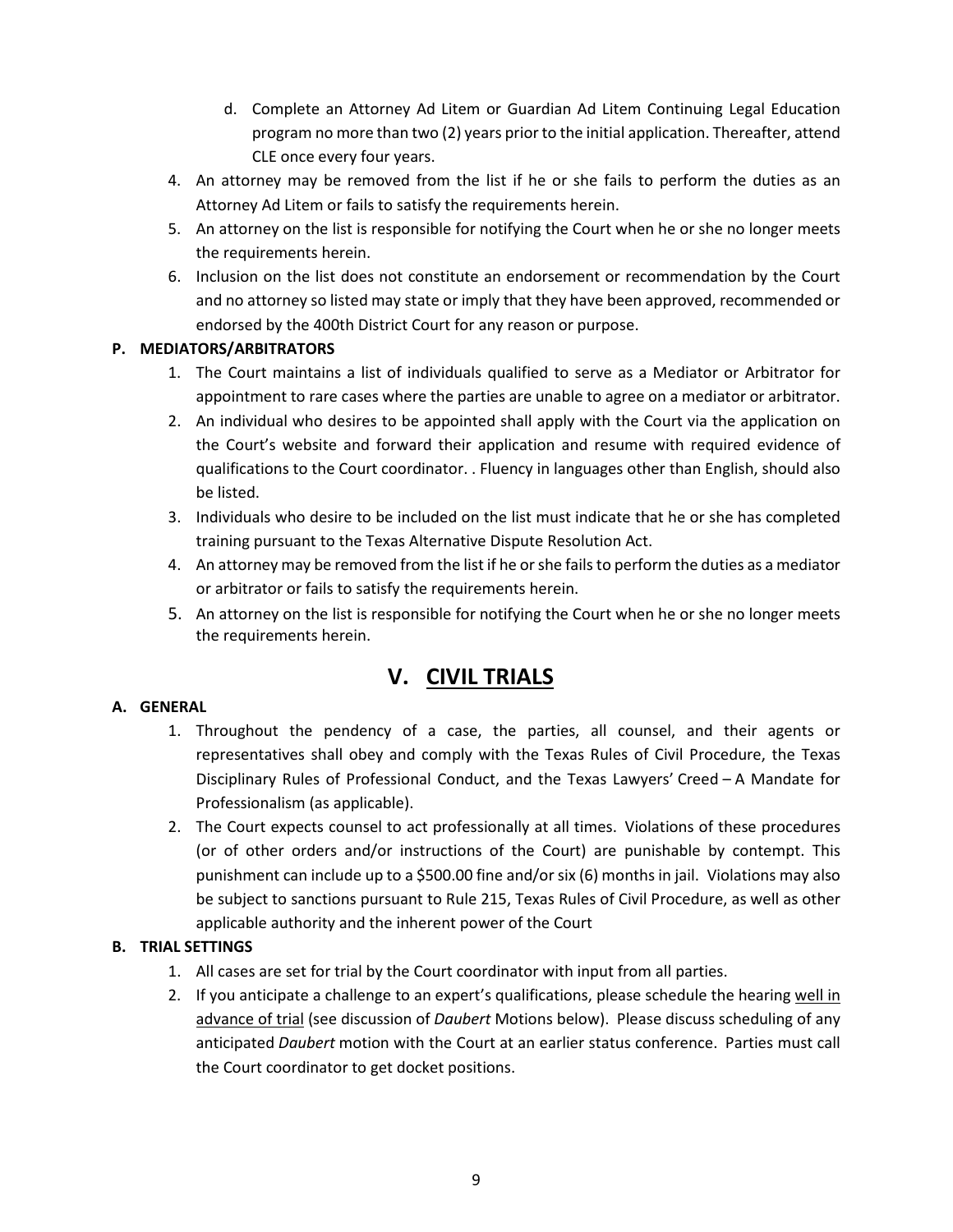d. Complete an Attorney Ad Litem or Guardian Ad Litem Continuing Legal Education program no more than two (2) years prior to the initial application. Thereafter, attend CLE once every four years.

4. An attorney may be removed from the list if he or she fails to perform the duties as an Attorney Ad Litem or fails to satisfy the requirements herein.
5. An attorney on the list is responsible for notifying the Court when he or she no longer meets the requirements herein.
6. Inclusion on the list does not constitute an endorsement or recommendation by the Court and no attorney so listed may state or imply that they have been approved, recommended or endorsed by the 400th District Court for any reason or purpose.

**P. MEDIATORS/ARBITRATORS**

1. The Court maintains a list of individuals qualified to serve as a Mediator or Arbitrator for appointment to rare cases where the parties are unable to agree on a mediator or arbitrator.
2. An individual who desires to be appointed shall apply with the Court via the application on the Court's website and forward their application and resume with required evidence of qualifications to the Court coordinator. . Fluency in languages other than English, should also be listed.
3. Individuals who desire to be included on the list must indicate that he or she has completed training pursuant to the Texas Alternative Dispute Resolution Act.
4. An attorney may be removed from the list if he or she fails to perform the duties as a mediator or arbitrator or fails to satisfy the requirements herein.
5. An attorney on the list is responsible for notifying the Court when he or she no longer meets the requirements herein.

# V. CIVIL TRIALS

**A. GENERAL**

1. Throughout the pendency of a case, the parties, all counsel, and their agents or representatives shall obey and comply with the Texas Rules of Civil Procedure, the Texas Disciplinary Rules of Professional Conduct, and the Texas Lawyers' Creed – A Mandate for Professionalism (as applicable).
2. The Court expects counsel to act professionally at all times. Violations of these procedures (or of other orders and/or instructions of the Court) are punishable by contempt. This punishment can include up to a $500.00 fine and/or six (6) months in jail. Violations may also be subject to sanctions pursuant to Rule 215, Texas Rules of Civil Procedure, as well as other applicable authority and the inherent power of the Court

**B. TRIAL SETTINGS**

1. All cases are set for trial by the Court coordinator with input from all parties.
2. If you anticipate a challenge to an expert's qualifications, please schedule the hearing well in advance of trial (see discussion of *Daubert* Motions below). Please discuss scheduling of any anticipated *Daubert* motion with the Court at an earlier status conference. Parties must call the Court coordinator to get docket positions.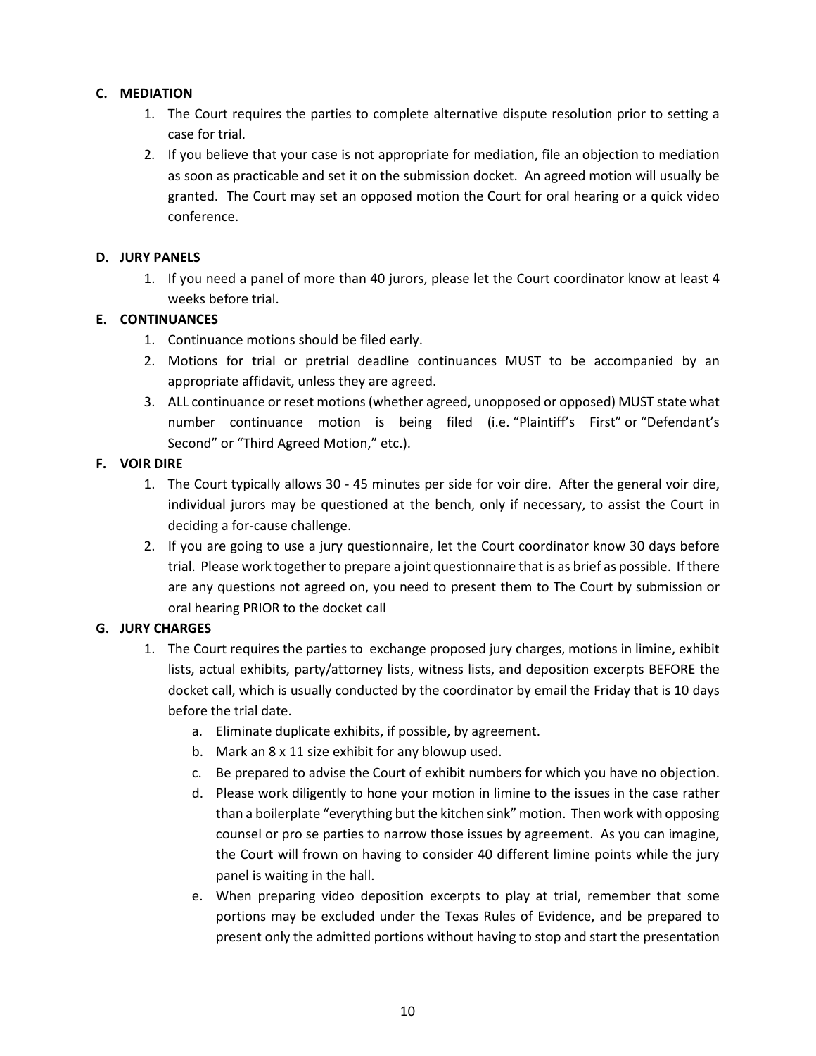### C. MEDIATION

1. The Court requires the parties to complete alternative dispute resolution prior to setting a case for trial.
2. If you believe that your case is not appropriate for mediation, file an objection to mediation as soon as practicable and set it on the submission docket. An agreed motion will usually be granted. The Court may set an opposed motion the Court for oral hearing or a quick video conference.

### D. JURY PANELS

1. If you need a panel of more than 40 jurors, please let the Court coordinator know at least 4 weeks before trial.

### E. CONTINUANCES

1. Continuance motions should be filed early.
2. Motions for trial or pretrial deadline continuances MUST to be accompanied by an appropriate affidavit, unless they are agreed.
3. ALL continuance or reset motions (whether agreed, unopposed or opposed) MUST state what number continuance motion is being filed (i.e. "Plaintiff's First" or "Defendant's Second" or "Third Agreed Motion," etc.).

### F. VOIR DIRE

1. The Court typically allows 30 - 45 minutes per side for voir dire. After the general voir dire, individual jurors may be questioned at the bench, only if necessary, to assist the Court in deciding a for-cause challenge.
2. If you are going to use a jury questionnaire, let the Court coordinator know 30 days before trial. Please work together to prepare a joint questionnaire that is as brief as possible. If there are any questions not agreed on, you need to present them to The Court by submission or oral hearing PRIOR to the docket call

### G. JURY CHARGES

1. The Court requires the parties to exchange proposed jury charges, motions in limine, exhibit lists, actual exhibits, party/attorney lists, witness lists, and deposition excerpts BEFORE the docket call, which is usually conducted by the coordinator by email the Friday that is 10 days before the trial date.
   a. Eliminate duplicate exhibits, if possible, by agreement.
   b. Mark an 8 x 11 size exhibit for any blowup used.
   c. Be prepared to advise the Court of exhibit numbers for which you have no objection.
   d. Please work diligently to hone your motion in limine to the issues in the case rather than a boilerplate "everything but the kitchen sink" motion. Then work with opposing counsel or pro se parties to narrow those issues by agreement. As you can imagine, the Court will frown on having to consider 40 different limine points while the jury panel is waiting in the hall.
   e. When preparing video deposition excerpts to play at trial, remember that some portions may be excluded under the Texas Rules of Evidence, and be prepared to present only the admitted portions without having to stop and start the presentation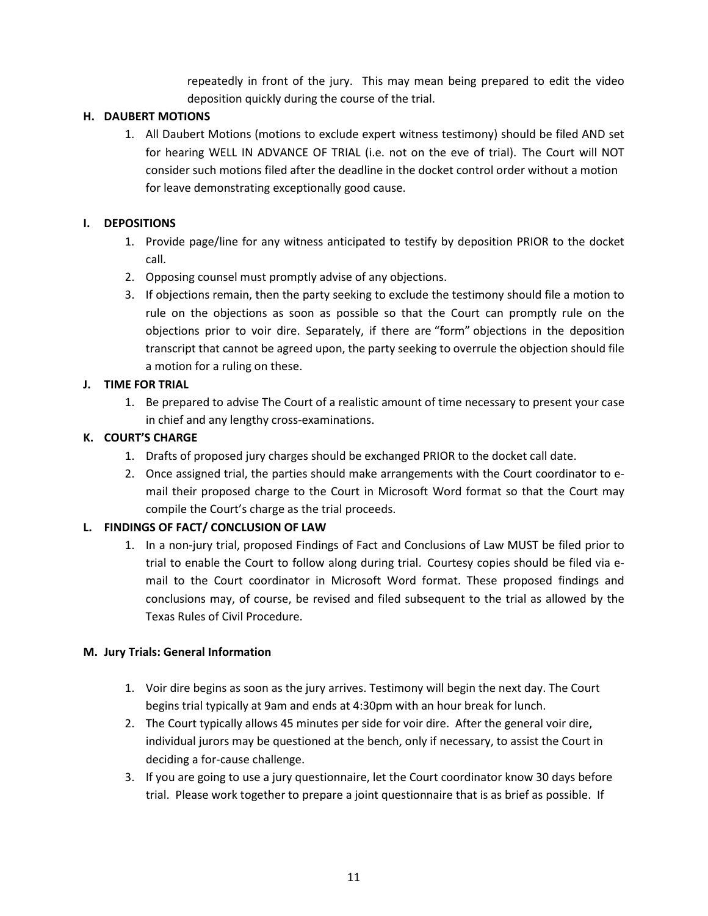repeatedly in front of the jury. This may mean being prepared to edit the video deposition quickly during the course of the trial.

**H. DAUBERT MOTIONS**

1. All Daubert Motions (motions to exclude expert witness testimony) should be filed AND set for hearing WELL IN ADVANCE OF TRIAL (i.e. not on the eve of trial). The Court will NOT consider such motions filed after the deadline in the docket control order without a motion for leave demonstrating exceptionally good cause.

**I. DEPOSITIONS**

1. Provide page/line for any witness anticipated to testify by deposition PRIOR to the docket call.
2. Opposing counsel must promptly advise of any objections.
3. If objections remain, then the party seeking to exclude the testimony should file a motion to rule on the objections as soon as possible so that the Court can promptly rule on the objections prior to voir dire. Separately, if there are "form" objections in the deposition transcript that cannot be agreed upon, the party seeking to overrule the objection should file a motion for a ruling on these.

**J. TIME FOR TRIAL**

1. Be prepared to advise The Court of a realistic amount of time necessary to present your case in chief and any lengthy cross-examinations.

**K. COURT'S CHARGE**

1. Drafts of proposed jury charges should be exchanged PRIOR to the docket call date.
2. Once assigned trial, the parties should make arrangements with the Court coordinator to e-mail their proposed charge to the Court in Microsoft Word format so that the Court may compile the Court's charge as the trial proceeds.

**L. FINDINGS OF FACT/ CONCLUSION OF LAW**

1. In a non-jury trial, proposed Findings of Fact and Conclusions of Law MUST be filed prior to trial to enable the Court to follow along during trial. Courtesy copies should be filed via e-mail to the Court coordinator in Microsoft Word format. These proposed findings and conclusions may, of course, be revised and filed subsequent to the trial as allowed by the Texas Rules of Civil Procedure.

**M. Jury Trials: General Information**

1. Voir dire begins as soon as the jury arrives. Testimony will begin the next day. The Court begins trial typically at 9am and ends at 4:30pm with an hour break for lunch.
2. The Court typically allows 45 minutes per side for voir dire. After the general voir dire, individual jurors may be questioned at the bench, only if necessary, to assist the Court in deciding a for-cause challenge.
3. If you are going to use a jury questionnaire, let the Court coordinator know 30 days before trial. Please work together to prepare a joint questionnaire that is as brief as possible. If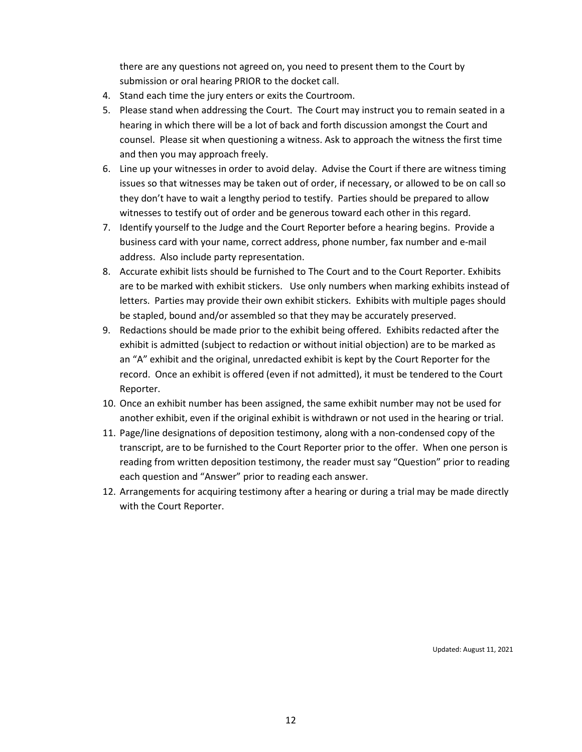there are any questions not agreed on, you need to present them to the Court by submission or oral hearing PRIOR to the docket call.

4. Stand each time the jury enters or exits the Courtroom.
5. Please stand when addressing the Court. The Court may instruct you to remain seated in a hearing in which there will be a lot of back and forth discussion amongst the Court and counsel. Please sit when questioning a witness. Ask to approach the witness the first time and then you may approach freely.
6. Line up your witnesses in order to avoid delay. Advise the Court if there are witness timing issues so that witnesses may be taken out of order, if necessary, or allowed to be on call so they don't have to wait a lengthy period to testify. Parties should be prepared to allow witnesses to testify out of order and be generous toward each other in this regard.
7. Identify yourself to the Judge and the Court Reporter before a hearing begins. Provide a business card with your name, correct address, phone number, fax number and e-mail address. Also include party representation.
8. Accurate exhibit lists should be furnished to The Court and to the Court Reporter. Exhibits are to be marked with exhibit stickers. Use only numbers when marking exhibits instead of letters. Parties may provide their own exhibit stickers. Exhibits with multiple pages should be stapled, bound and/or assembled so that they may be accurately preserved.
9. Redactions should be made prior to the exhibit being offered. Exhibits redacted after the exhibit is admitted (subject to redaction or without initial objection) are to be marked as an "A" exhibit and the original, unredacted exhibit is kept by the Court Reporter for the record. Once an exhibit is offered (even if not admitted), it must be tendered to the Court Reporter.
10. Once an exhibit number has been assigned, the same exhibit number may not be used for another exhibit, even if the original exhibit is withdrawn or not used in the hearing or trial.
11. Page/line designations of deposition testimony, along with a non-condensed copy of the transcript, are to be furnished to the Court Reporter prior to the offer. When one person is reading from written deposition testimony, the reader must say "Question" prior to reading each question and "Answer" prior to reading each answer.
12. Arrangements for acquiring testimony after a hearing or during a trial may be made directly with the Court Reporter.

Updated: August 11, 2021